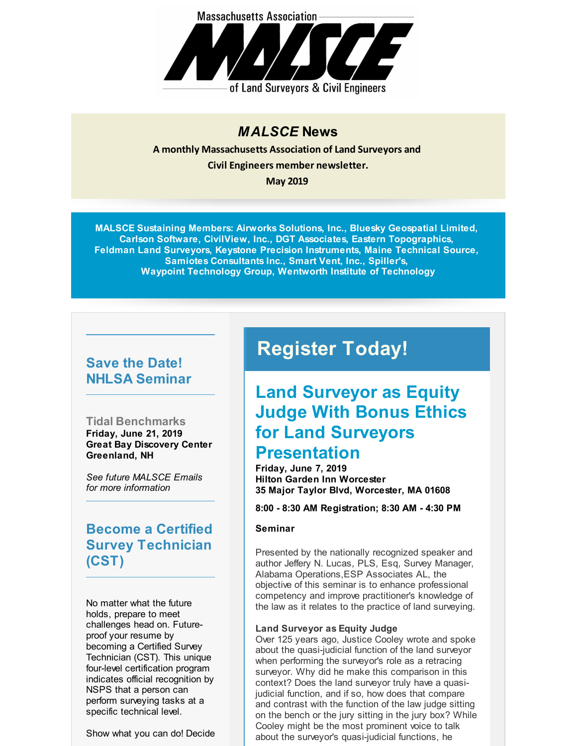Massachusetts Association

# MALSCE

of Land Surveyors & Civil Engineers

## *MALSCE* News

**A monthly Massachusetts Association of Land Surveyors and Civil Engineers member newsletter.**

**May 2019**

**MALSCE Sustaining Members: Airworks Solutions, Inc., Bluesky Geospatial Limited, Carlson Software, CivilView, Inc., DGT Associates, Eastern Topographics, Feldman Land Surveyors, Keystone Precision Instruments, Maine Technical Source, Samiotes Consultants Inc., Smart Vent, Inc., Spiller's, Waypoint Technology Group, Wentworth Institute of Technology**

## Save the Date! NHLSA Seminar

**Tidal Benchmarks**
**Friday, June 21, 2019**
**Great Bay Discovery Center**
**Greenland, NH**

*See future MALSCE Emails for more information*

## Become a Certified Survey Technician (CST)

No matter what the future holds, prepare to meet challenges head on. Future-proof your resume by becoming a Certified Survey Technician (CST). This unique four-level certification program indicates official recognition by NSPS that a person can perform surveying tasks at a specific technical level.

Show what you can do! Decide

# Register Today!

## Land Surveyor as Equity Judge With Bonus Ethics for Land Surveyors Presentation

**Friday, June 7, 2019**
**Hilton Garden Inn Worcester**
**35 Major Taylor Blvd, Worcester, MA 01608**

**8:00 - 8:30 AM Registration; 8:30 AM - 4:30 PM**

**Seminar**

Presented by the nationally recognized speaker and author Jeffery N. Lucas, PLS, Esq, Survey Manager, Alabama Operations,ESP Associates AL, the objective of this seminar is to enhance professional competency and improve practitioner's knowledge of the law as it relates to the practice of land surveying.

**Land Surveyor as Equity Judge**
Over 125 years ago, Justice Cooley wrote and spoke about the quasi-judicial function of the land surveyor when performing the surveyor's role as a retracing surveyor. Why did he make this comparison in this context? Does the land surveyor truly have a quasi-judicial function, and if so, how does that compare and contrast with the function of the law judge sitting on the bench or the jury sitting in the jury box? While Cooley might be the most prominent voice to talk about the surveyor's quasi-judicial functions, he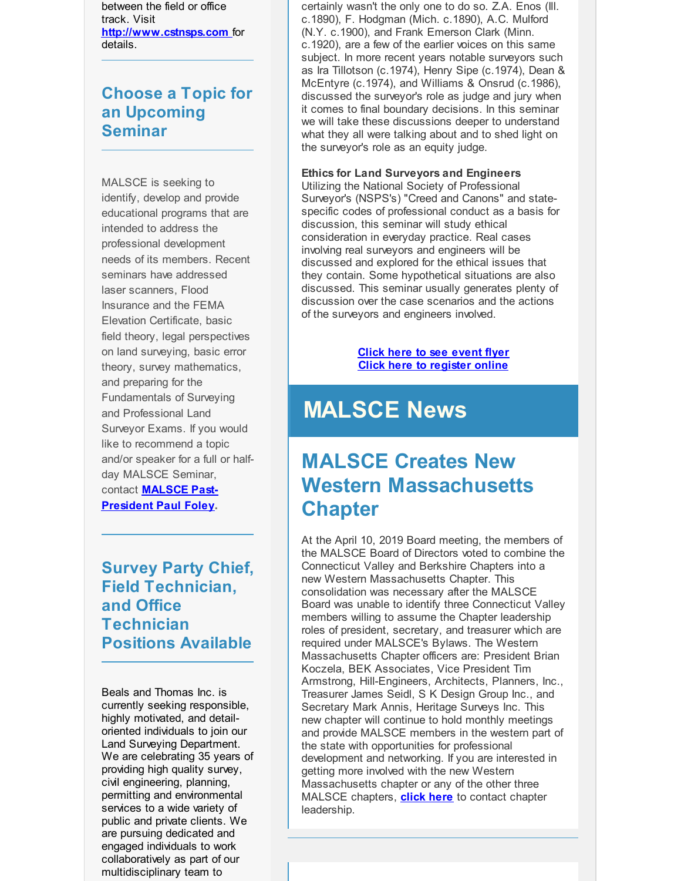between the field or office track. Visit **http://www.cstnsps.com** for details.

## Choose a Topic for an Upcoming Seminar

MALSCE is seeking to identify, develop and provide educational programs that are intended to address the professional development needs of its members. Recent seminars have addressed laser scanners, Flood Insurance and the FEMA Elevation Certificate, basic field theory, legal perspectives on land surveying, basic error theory, survey mathematics, and preparing for the Fundamentals of Surveying and Professional Land Surveyor Exams. If you would like to recommend a topic and/or speaker for a full or half-day MALSCE Seminar, contact **MALSCE Past-President Paul Foley**.

## Survey Party Chief, Field Technician, and Office Technician Positions Available

Beals and Thomas Inc. is currently seeking responsible, highly motivated, and detail-oriented individuals to join our Land Surveying Department. We are celebrating 35 years of providing high quality survey, civil engineering, planning, permitting and environmental services to a wide variety of public and private clients. We are pursuing dedicated and engaged individuals to work collaboratively as part of our multidisciplinary team to

certainly wasn't the only one to do so. Z.A. Enos (Ill. c.1890), F. Hodgman (Mich. c.1890), A.C. Mulford (N.Y. c.1900), and Frank Emerson Clark (Minn. c.1920), are a few of the earlier voices on this same subject. In more recent years notable surveyors such as Ira Tillotson (c.1974), Henry Sipe (c.1974), Dean & McEntyre (c.1974), and Williams & Onsrud (c.1986), discussed the surveyor's role as judge and jury when it comes to final boundary decisions. In this seminar we will take these discussions deeper to understand what they all were talking about and to shed light on the surveyor's role as an equity judge.

**Ethics for Land Surveyors and Engineers**
Utilizing the National Society of Professional Surveyor's (NSPS's) "Creed and Canons" and state-specific codes of professional conduct as a basis for discussion, this seminar will study ethical consideration in everyday practice. Real cases involving real surveyors and engineers will be discussed and explored for the ethical issues that they contain. Some hypothetical situations are also discussed. This seminar usually generates plenty of discussion over the case scenarios and the actions of the surveyors and engineers involved.

**Click here to see event flyer**
**Click here to register online**

# MALSCE News

## MALSCE Creates New Western Massachusetts Chapter

At the April 10, 2019 Board meeting, the members of the MALSCE Board of Directors voted to combine the Connecticut Valley and Berkshire Chapters into a new Western Massachusetts Chapter. This consolidation was necessary after the MALSCE Board was unable to identify three Connecticut Valley members willing to assume the Chapter leadership roles of president, secretary, and treasurer which are required under MALSCE's Bylaws. The Western Massachusetts Chapter officers are: President Brian Koczela, BEK Associates, Vice President Tim Armstrong, Hill-Engineers, Architects, Planners, Inc., Treasurer James Seidl, S K Design Group Inc., and Secretary Mark Annis, Heritage Surveys Inc. This new chapter will continue to hold monthly meetings and provide MALSCE members in the western part of the state with opportunities for professional development and networking. If you are interested in getting more involved with the new Western Massachusetts chapter or any of the other three MALSCE chapters, **click here** to contact chapter leadership.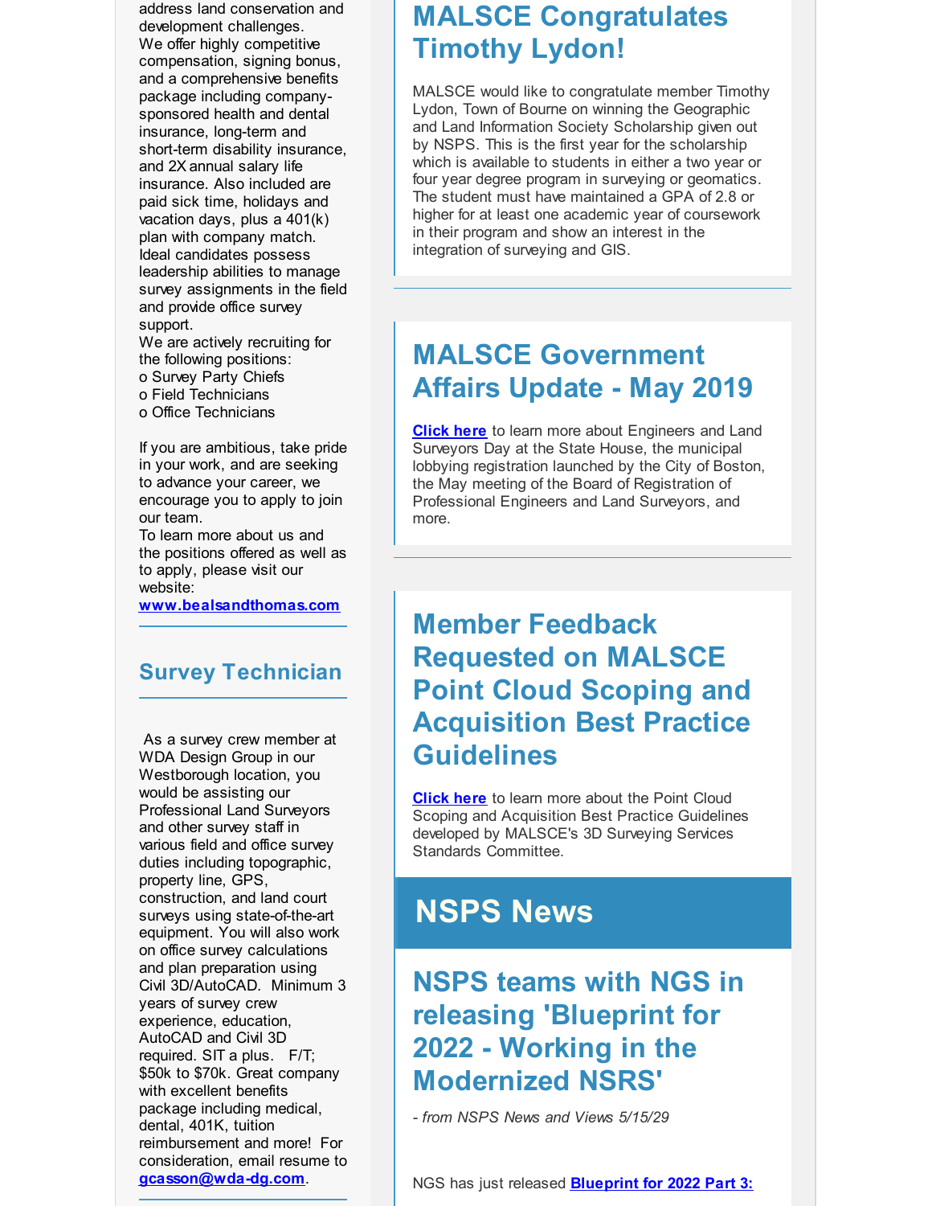address land conservation and development challenges.
We offer highly competitive compensation, signing bonus, and a comprehensive benefits package including company-sponsored health and dental insurance, long-term and short-term disability insurance, and 2X annual salary life insurance. Also included are paid sick time, holidays and vacation days, plus a 401(k) plan with company match.
Ideal candidates possess leadership abilities to manage survey assignments in the field and provide office survey support.
We are actively recruiting for the following positions:
o Survey Party Chiefs
o Field Technicians
o Office Technicians

If you are ambitious, take pride in your work, and are seeking to advance your career, we encourage you to apply to join our team.
To learn more about us and the positions offered as well as to apply, please visit our website:
**www.bealsandthomas.com**

## Survey Technician

As a survey crew member at WDA Design Group in our Westborough location, you would be assisting our Professional Land Surveyors and other survey staff in various field and office survey duties including topographic, property line, GPS, construction, and land court surveys using state-of-the-art equipment. You will also work on office survey calculations and plan preparation using Civil 3D/AutoCAD. Minimum 3 years of survey crew experience, education, AutoCAD and Civil 3D required. SIT a plus. F/T; $50k to $70k. Great company with excellent benefits package including medical, dental, 401K, tuition reimbursement and more! For consideration, email resume to **gcasson@wda-dg.com**.

## MALSCE Congratulates Timothy Lydon!

MALSCE would like to congratulate member Timothy Lydon, Town of Bourne on winning the Geographic and Land Information Society Scholarship given out by NSPS. This is the first year for the scholarship which is available to students in either a two year or four year degree program in surveying or geomatics. The student must have maintained a GPA of 2.8 or higher for at least one academic year of coursework in their program and show an interest in the integration of surveying and GIS.

## MALSCE Government Affairs Update - May 2019

**Click here** to learn more about Engineers and Land Surveyors Day at the State House, the municipal lobbying registration launched by the City of Boston, the May meeting of the Board of Registration of Professional Engineers and Land Surveyors, and more.

## Member Feedback Requested on MALSCE Point Cloud Scoping and Acquisition Best Practice Guidelines

**Click here** to learn more about the Point Cloud Scoping and Acquisition Best Practice Guidelines developed by MALSCE's 3D Surveying Services Standards Committee.

# NSPS News

## NSPS teams with NGS in releasing 'Blueprint for 2022 - Working in the Modernized NSRS'

*- from NSPS News and Views 5/15/29*

NGS has just released **Blueprint for 2022 Part 3:**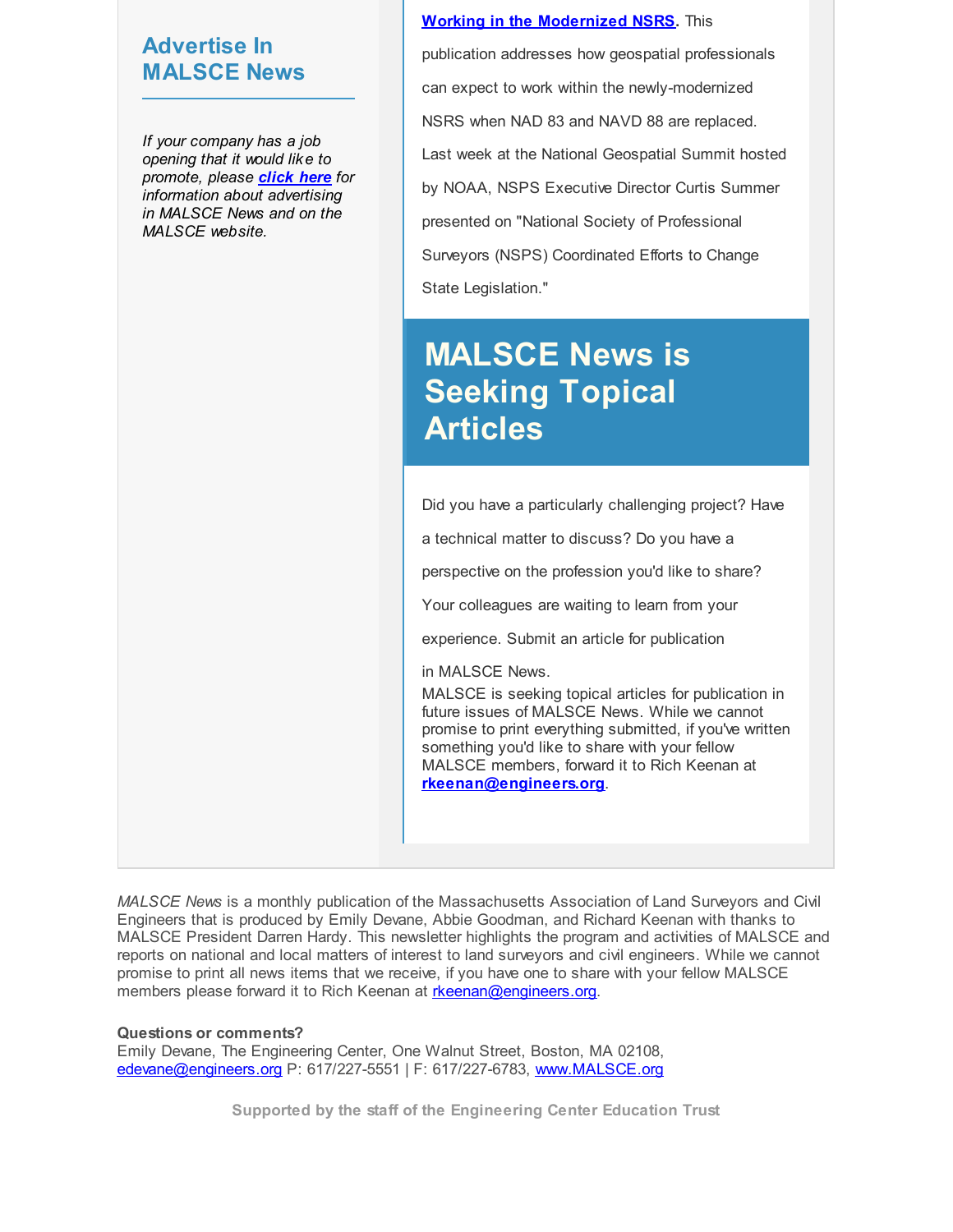## Advertise In MALSCE News

*If your company has a job opening that it would like to promote, please **click here** for information about advertising in MALSCE News and on the MALSCE website.*

**Working in the Modernized NSRS**. This publication addresses how geospatial professionals can expect to work within the newly-modernized NSRS when NAD 83 and NAVD 88 are replaced. Last week at the National Geospatial Summit hosted by NOAA, NSPS Executive Director Curtis Summer presented on "National Society of Professional Surveyors (NSPS) Coordinated Efforts to Change State Legislation."

# MALSCE News is Seeking Topical Articles

Did you have a particularly challenging project? Have a technical matter to discuss? Do you have a perspective on the profession you'd like to share? Your colleagues are waiting to learn from your experience. Submit an article for publication in MALSCE News.

MALSCE is seeking topical articles for publication in future issues of MALSCE News. While we cannot promise to print everything submitted, if you've written something you'd like to share with your fellow MALSCE members, forward it to Rich Keenan at **rkeenan@engineers.org**.

*MALSCE News* is a monthly publication of the Massachusetts Association of Land Surveyors and Civil Engineers that is produced by Emily Devane, Abbie Goodman, and Richard Keenan with thanks to MALSCE President Darren Hardy. This newsletter highlights the program and activities of MALSCE and reports on national and local matters of interest to land surveyors and civil engineers. While we cannot promise to print all news items that we receive, if you have one to share with your fellow MALSCE members please forward it to Rich Keenan at rkeenan@engineers.org.

**Questions or comments?**
Emily Devane, The Engineering Center, One Walnut Street, Boston, MA 02108, edevane@engineers.org P: 617/227-5551 | F: 617/227-6783, www.MALSCE.org

**Supported by the staff of the Engineering Center Education Trust**